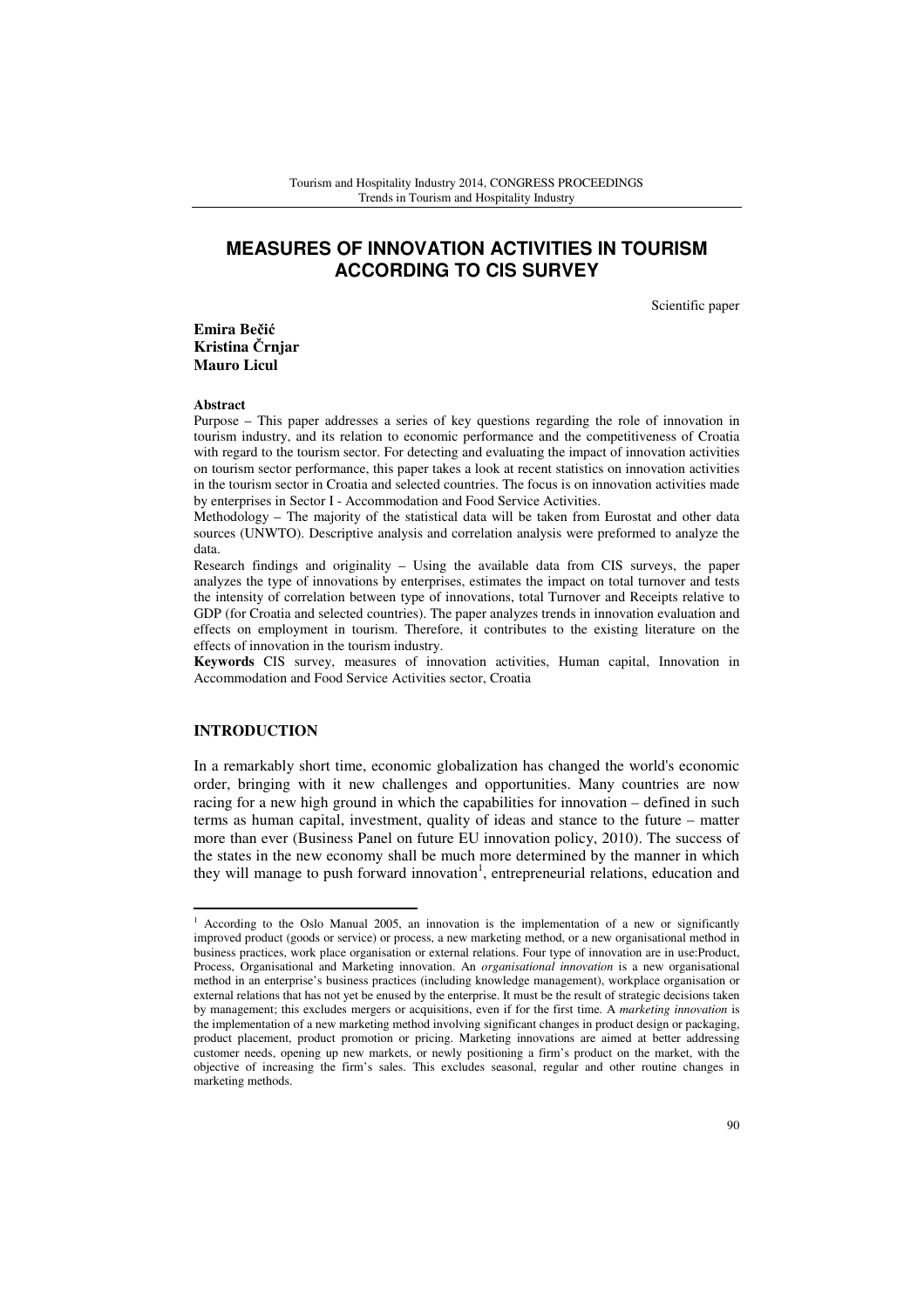# MEASURES OF INNOVATION ACTIVITIES IN TOURISM ACCORDING TO CIS SURVEY

Scientific paper

**Emira Bečić**
**Kristina Črnjar**
**Mauro Licul**

**Abstract**

Purpose – This paper addresses a series of key questions regarding the role of innovation in tourism industry, and its relation to economic performance and the competitiveness of Croatia with regard to the tourism sector. For detecting and evaluating the impact of innovation activities on tourism sector performance, this paper takes a look at recent statistics on innovation activities in the tourism sector in Croatia and selected countries. The focus is on innovation activities made by enterprises in Sector I - Accommodation and Food Service Activities.

Methodology – The majority of the statistical data will be taken from Eurostat and other data sources (UNWTO). Descriptive analysis and correlation analysis were preformed to analyze the data.

Research findings and originality – Using the available data from CIS surveys, the paper analyzes the type of innovations by enterprises, estimates the impact on total turnover and tests the intensity of correlation between type of innovations, total Turnover and Receipts relative to GDP (for Croatia and selected countries). The paper analyzes trends in innovation evaluation and effects on employment in tourism. Therefore, it contributes to the existing literature on the effects of innovation in the tourism industry.

**Keywords** CIS survey, measures of innovation activities, Human capital, Innovation in Accommodation and Food Service Activities sector, Croatia

## INTRODUCTION

In a remarkably short time, economic globalization has changed the world's economic order, bringing with it new challenges and opportunities. Many countries are now racing for a new high ground in which the capabilities for innovation – defined in such terms as human capital, investment, quality of ideas and stance to the future – matter more than ever (Business Panel on future EU innovation policy, 2010). The success of the states in the new economy shall be much more determined by the manner in which they will manage to push forward innovation[1], entrepreneurial relations, education and

---

[1] According to the Oslo Manual 2005, an innovation is the implementation of a new or significantly improved product (goods or service) or process, a new marketing method, or a new organisational method in business practices, work place organisation or external relations. Four type of innovation are in use:Product, Process, Organisational and Marketing innovation. An *organisational innovation* is a new organisational method in an enterprise's business practices (including knowledge management), workplace organisation or external relations that has not yet been enused by the enterprise. It must be the result of strategic decisions taken by management; this excludes mergers or acquisitions, even if for the first time. A *marketing innovation* is the implementation of a new marketing method involving significant changes in product design or packaging, product placement, product promotion or pricing. Marketing innovations are aimed at better addressing customer needs, opening up new markets, or newly positioning a firm's product on the market, with the objective of increasing the firm's sales. This excludes seasonal, regular and other routine changes in marketing methods.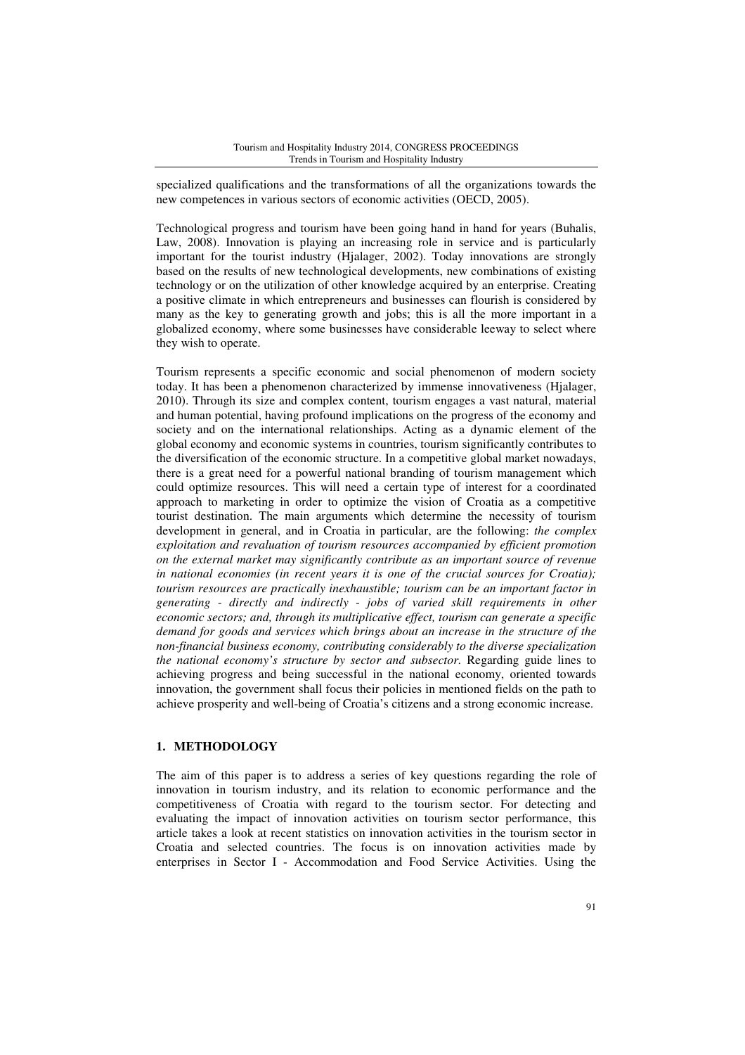specialized qualifications and the transformations of all the organizations towards the new competences in various sectors of economic activities (OECD, 2005).

Technological progress and tourism have been going hand in hand for years (Buhalis, Law, 2008). Innovation is playing an increasing role in service and is particularly important for the tourist industry (Hjalager, 2002). Today innovations are strongly based on the results of new technological developments, new combinations of existing technology or on the utilization of other knowledge acquired by an enterprise. Creating a positive climate in which entrepreneurs and businesses can flourish is considered by many as the key to generating growth and jobs; this is all the more important in a globalized economy, where some businesses have considerable leeway to select where they wish to operate.

Tourism represents a specific economic and social phenomenon of modern society today. It has been a phenomenon characterized by immense innovativeness (Hjalager, 2010). Through its size and complex content, tourism engages a vast natural, material and human potential, having profound implications on the progress of the economy and society and on the international relationships. Acting as a dynamic element of the global economy and economic systems in countries, tourism significantly contributes to the diversification of the economic structure. In a competitive global market nowadays, there is a great need for a powerful national branding of tourism management which could optimize resources. This will need a certain type of interest for a coordinated approach to marketing in order to optimize the vision of Croatia as a competitive tourist destination. The main arguments which determine the necessity of tourism development in general, and in Croatia in particular, are the following: *the complex exploitation and revaluation of tourism resources accompanied by efficient promotion on the external market may significantly contribute as an important source of revenue in national economies (in recent years it is one of the crucial sources for Croatia); tourism resources are practically inexhaustible; tourism can be an important factor in generating - directly and indirectly - jobs of varied skill requirements in other economic sectors; and, through its multiplicative effect, tourism can generate a specific demand for goods and services which brings about an increase in the structure of the non-financial business economy, contributing considerably to the diverse specialization the national economy's structure by sector and subsector.* Regarding guide lines to achieving progress and being successful in the national economy, oriented towards innovation, the government shall focus their policies in mentioned fields on the path to achieve prosperity and well-being of Croatia's citizens and a strong economic increase.

## 1. METHODOLOGY

The aim of this paper is to address a series of key questions regarding the role of innovation in tourism industry, and its relation to economic performance and the competitiveness of Croatia with regard to the tourism sector. For detecting and evaluating the impact of innovation activities on tourism sector performance, this article takes a look at recent statistics on innovation activities in the tourism sector in Croatia and selected countries. The focus is on innovation activities made by enterprises in Sector I - Accommodation and Food Service Activities. Using the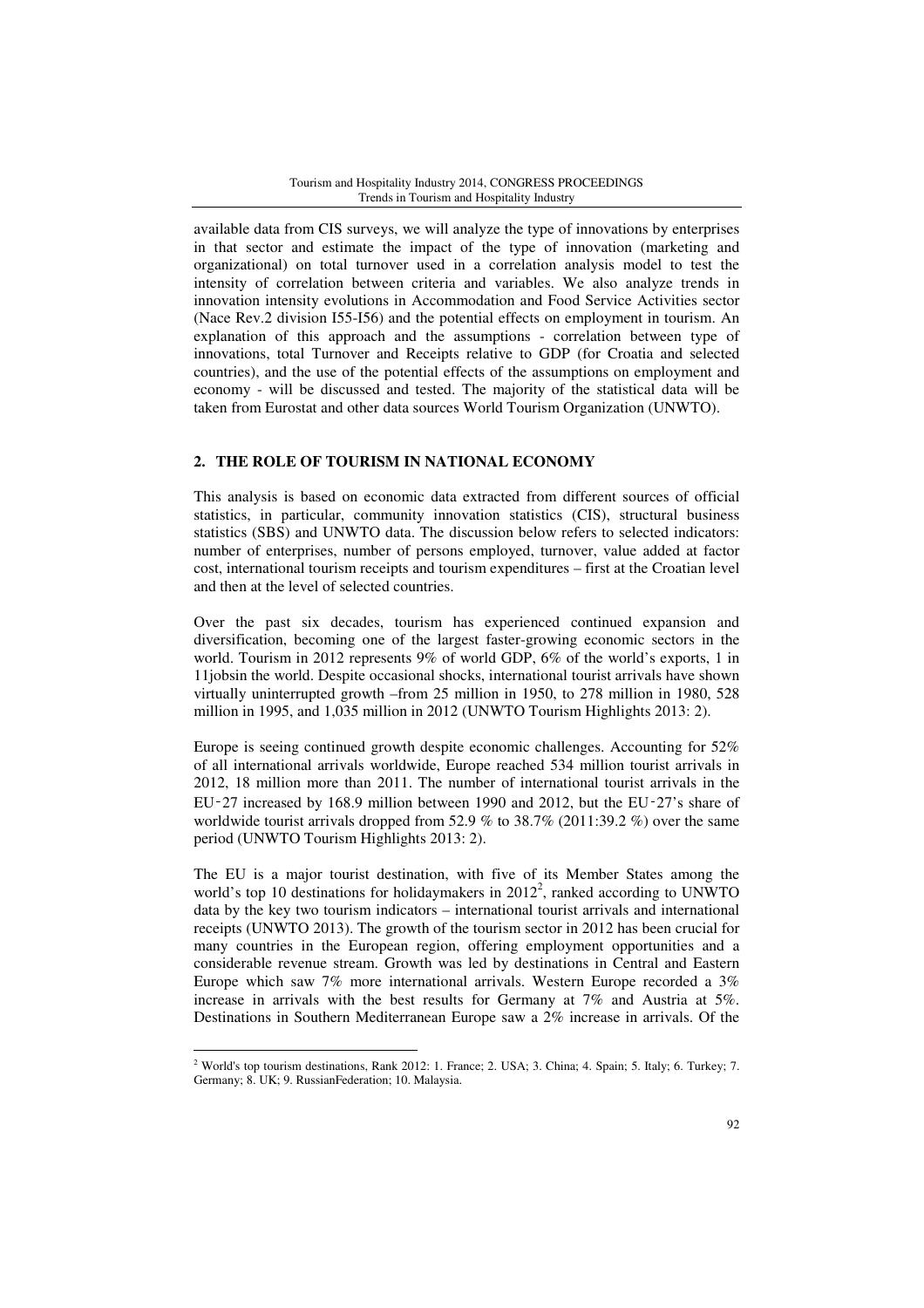available data from CIS surveys, we will analyze the type of innovations by enterprises in that sector and estimate the impact of the type of innovation (marketing and organizational) on total turnover used in a correlation analysis model to test the intensity of correlation between criteria and variables. We also analyze trends in innovation intensity evolutions in Accommodation and Food Service Activities sector (Nace Rev.2 division I55-I56) and the potential effects on employment in tourism. An explanation of this approach and the assumptions - correlation between type of innovations, total Turnover and Receipts relative to GDP (for Croatia and selected countries), and the use of the potential effects of the assumptions on employment and economy - will be discussed and tested. The majority of the statistical data will be taken from Eurostat and other data sources World Tourism Organization (UNWTO).

## 2. THE ROLE OF TOURISM IN NATIONAL ECONOMY

This analysis is based on economic data extracted from different sources of official statistics, in particular, community innovation statistics (CIS), structural business statistics (SBS) and UNWTO data. The discussion below refers to selected indicators: number of enterprises, number of persons employed, turnover, value added at factor cost, international tourism receipts and tourism expenditures – first at the Croatian level and then at the level of selected countries.

Over the past six decades, tourism has experienced continued expansion and diversification, becoming one of the largest faster-growing economic sectors in the world. Tourism in 2012 represents 9% of world GDP, 6% of the world's exports, 1 in 11jobsin the world. Despite occasional shocks, international tourist arrivals have shown virtually uninterrupted growth –from 25 million in 1950, to 278 million in 1980, 528 million in 1995, and 1,035 million in 2012 (UNWTO Tourism Highlights 2013: 2).

Europe is seeing continued growth despite economic challenges. Accounting for 52% of all international arrivals worldwide, Europe reached 534 million tourist arrivals in 2012, 18 million more than 2011. The number of international tourist arrivals in the EU‑27 increased by 168.9 million between 1990 and 2012, but the EU‑27's share of worldwide tourist arrivals dropped from 52.9 % to 38.7% (2011:39.2 %) over the same period (UNWTO Tourism Highlights 2013: 2).

The EU is a major tourist destination, with five of its Member States among the world's top 10 destinations for holidaymakers in 2012[2], ranked according to UNWTO data by the key two tourism indicators – international tourist arrivals and international receipts (UNWTO 2013). The growth of the tourism sector in 2012 has been crucial for many countries in the European region, offering employment opportunities and a considerable revenue stream. Growth was led by destinations in Central and Eastern Europe which saw 7% more international arrivals. Western Europe recorded a 3% increase in arrivals with the best results for Germany at 7% and Austria at 5%. Destinations in Southern Mediterranean Europe saw a 2% increase in arrivals. Of the

[2] World's top tourism destinations, Rank 2012: 1. France; 2. USA; 3. China; 4. Spain; 5. Italy; 6. Turkey; 7. Germany; 8. UK; 9. RussianFederation; 10. Malaysia.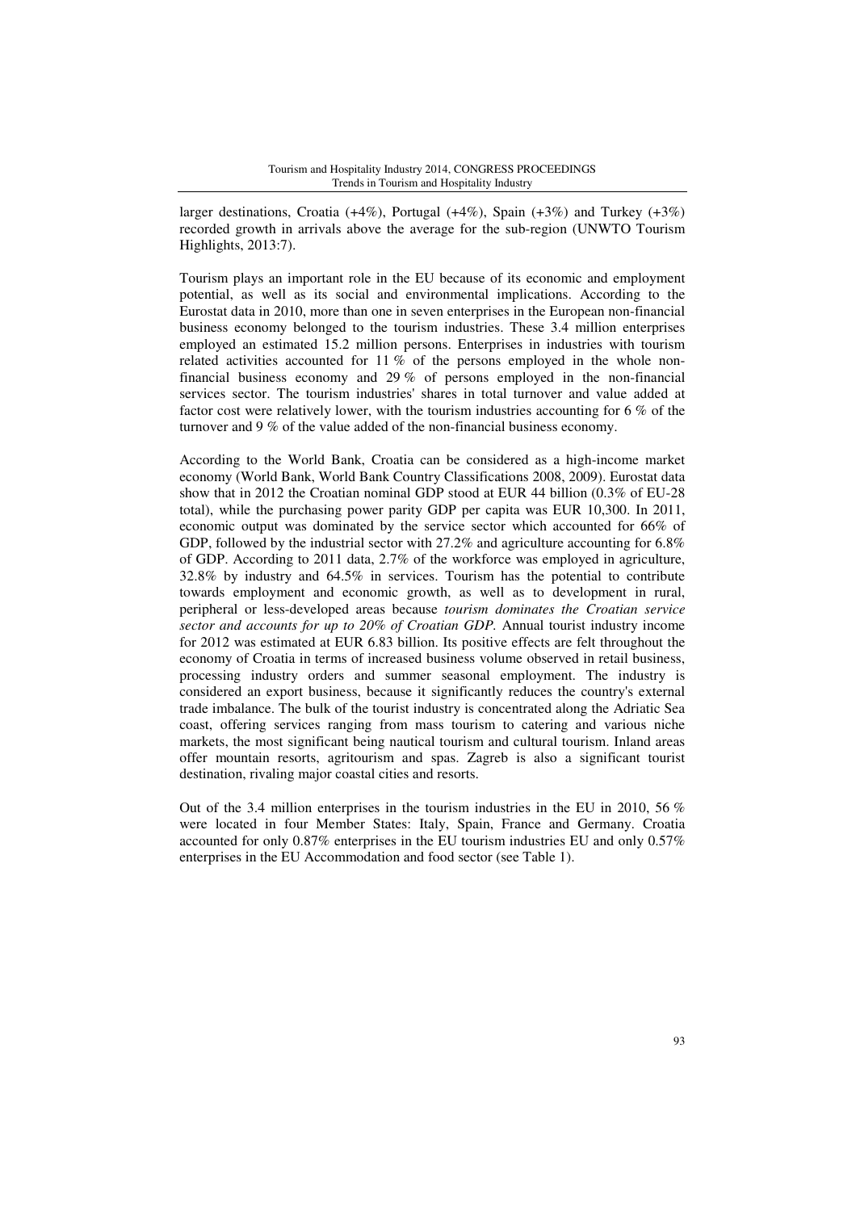larger destinations, Croatia (+4%), Portugal (+4%), Spain (+3%) and Turkey (+3%) recorded growth in arrivals above the average for the sub-region (UNWTO Tourism Highlights, 2013:7).

Tourism plays an important role in the EU because of its economic and employment potential, as well as its social and environmental implications. According to the Eurostat data in 2010, more than one in seven enterprises in the European non-financial business economy belonged to the tourism industries. These 3.4 million enterprises employed an estimated 15.2 million persons. Enterprises in industries with tourism related activities accounted for 11 % of the persons employed in the whole non-financial business economy and 29 % of persons employed in the non-financial services sector. The tourism industries' shares in total turnover and value added at factor cost were relatively lower, with the tourism industries accounting for 6 % of the turnover and 9 % of the value added of the non-financial business economy.

According to the World Bank, Croatia can be considered as a high-income market economy (World Bank, World Bank Country Classifications 2008, 2009). Eurostat data show that in 2012 the Croatian nominal GDP stood at EUR 44 billion (0.3% of EU-28 total), while the purchasing power parity GDP per capita was EUR 10,300. In 2011, economic output was dominated by the service sector which accounted for 66% of GDP, followed by the industrial sector with 27.2% and agriculture accounting for 6.8% of GDP. According to 2011 data, 2.7% of the workforce was employed in agriculture, 32.8% by industry and 64.5% in services. Tourism has the potential to contribute towards employment and economic growth, as well as to development in rural, peripheral or less-developed areas because *tourism dominates the Croatian service sector and accounts for up to 20% of Croatian GDP.* Annual tourist industry income for 2012 was estimated at EUR 6.83 billion. Its positive effects are felt throughout the economy of Croatia in terms of increased business volume observed in retail business, processing industry orders and summer seasonal employment. The industry is considered an export business, because it significantly reduces the country's external trade imbalance. The bulk of the tourist industry is concentrated along the Adriatic Sea coast, offering services ranging from mass tourism to catering and various niche markets, the most significant being nautical tourism and cultural tourism. Inland areas offer mountain resorts, agritourism and spas. Zagreb is also a significant tourist destination, rivaling major coastal cities and resorts.

Out of the 3.4 million enterprises in the tourism industries in the EU in 2010, 56 % were located in four Member States: Italy, Spain, France and Germany. Croatia accounted for only 0.87% enterprises in the EU tourism industries EU and only 0.57% enterprises in the EU Accommodation and food sector (see Table 1).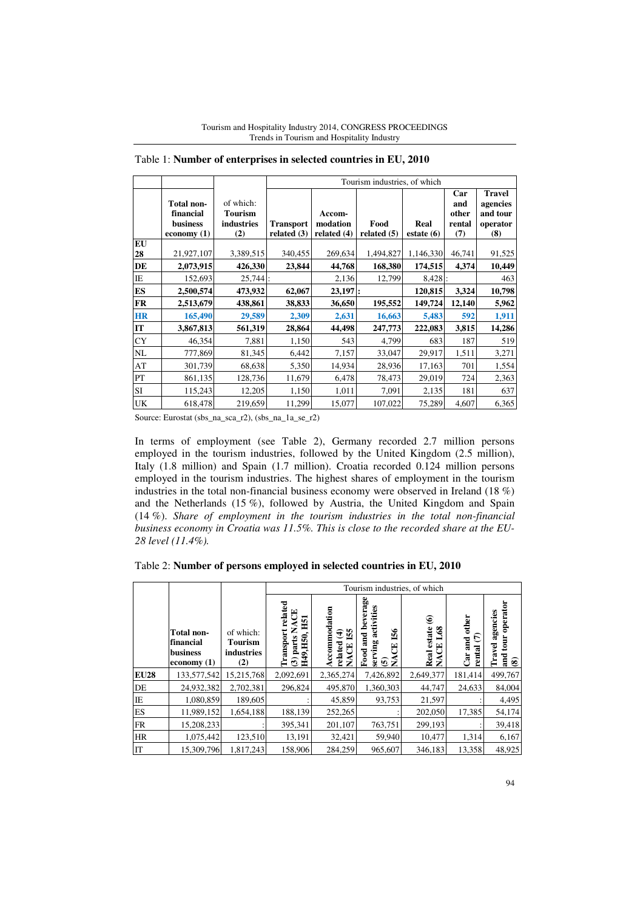Table 1: **Number of enterprises in selected countries in EU, 2010**

| | Total non-financial business economy (1) | of which: Tourism industries (2) | Tourism industries, of which | | | | | |
|---|---|---|---|---|---|---|---|---|
| | | | Transport related (3) | Accom-modation related (4) | Food related (5) | Real estate (6) | Car and other rental (7) | Travel agencies and tour operator (8) |
| EU 28 | 21,927,107 | 3,389,515 | 340,455 | 269,634 | 1,494,827 | 1,146,330 | 46,741 | 91,525 |
| **DE** | **2,073,915** | **426,330** | **23,844** | **44,768** | **168,380** | **174,515** | **4,374** | **10,449** |
| IE | 152,693 | 25,744 | : | 2,136 | 12,799 | 8,428 | : | 463 |
| **ES** | **2,500,574** | **473,932** | **62,067** | **23,197** | **:** | **120,815** | **3,324** | **10,798** |
| **FR** | **2,513,679** | **438,861** | **38,833** | **36,650** | **195,552** | **149,724** | **12,140** | **5,962** |
| **HR** | **165,490** | **29,589** | **2,309** | **2,631** | **16,663** | **5,483** | **592** | **1,911** |
| **IT** | **3,867,813** | **561,319** | **28,864** | **44,498** | **247,773** | **222,083** | **3,815** | **14,286** |
| CY | 46,354 | 7,881 | 1,150 | 543 | 4,799 | 683 | 187 | 519 |
| NL | 777,869 | 81,345 | 6,442 | 7,157 | 33,047 | 29,917 | 1,511 | 3,271 |
| AT | 301,739 | 68,638 | 5,350 | 14,934 | 28,936 | 17,163 | 701 | 1,554 |
| PT | 861,135 | 128,736 | 11,679 | 6,478 | 78,473 | 29,019 | 724 | 2,363 |
| SI | 115,243 | 12,205 | 1,150 | 1,011 | 7,091 | 2,135 | 181 | 637 |
| UK | 618,478 | 219,659 | 11,299 | 15,077 | 107,022 | 75,289 | 4,607 | 6,365 |

Source: Eurostat (sbs_na_sca_r2), (sbs_na_1a_se_r2)

In terms of employment (see Table 2), Germany recorded 2.7 million persons employed in the tourism industries, followed by the United Kingdom (2.5 million), Italy (1.8 million) and Spain (1.7 million). Croatia recorded 0.124 million persons employed in the tourism industries. The highest shares of employment in the tourism industries in the total non-financial business economy were observed in Ireland (18 %) and the Netherlands (15 %), followed by Austria, the United Kingdom and Spain (14 %). *Share of employment in the tourism industries in the total non-financial business economy in Croatia was 11.5%. This is close to the recorded share at the EU-28 level (11.4%).*

Table 2: **Number of persons employed in selected countries in EU, 2010**

| | Total non-financial business economy (1) | of which: Tourism industries (2) | Tourism industries, of which | | | | | |
|---|---|---|---|---|---|---|---|---|
| | | | Transport related (3) parts NACE H49,H50, H51 | Accommodation related (4) NACE I55 | Food and beverage serving activities (5) NACE I56 | Real estate (6) NACE L68 | Car and other rental (7) | Travel agencies and tour operator (8) |
| **EU28** | 133,577,542 | 15,215,768 | 2,092,691 | 2,365,274 | 7,426,892 | 2,649,377 | 181,414 | 499,767 |
| DE | 24,932,382 | 2,702,381 | 296,824 | 495,870 | 1,360,303 | 44,747 | 24,633 | 84,004 |
| IE | 1,080,859 | 189,605 | : | 45,859 | 93,753 | 21,597 | : | 4,495 |
| ES | 11,989,152 | 1,654,188 | 188,139 | 252,265 | : | 202,050 | 17,385 | 54,174 |
| FR | 15,208,233 | : | 395,341 | 201,107 | 763,751 | 299,193 | : | 39,418 |
| HR | 1,075,442 | 123,510 | 13,191 | 32,421 | 59,940 | 10,477 | 1,314 | 6,167 |
| IT | 15,309,796 | 1,817,243 | 158,906 | 284,259 | 965,607 | 346,183 | 13,358 | 48,925 |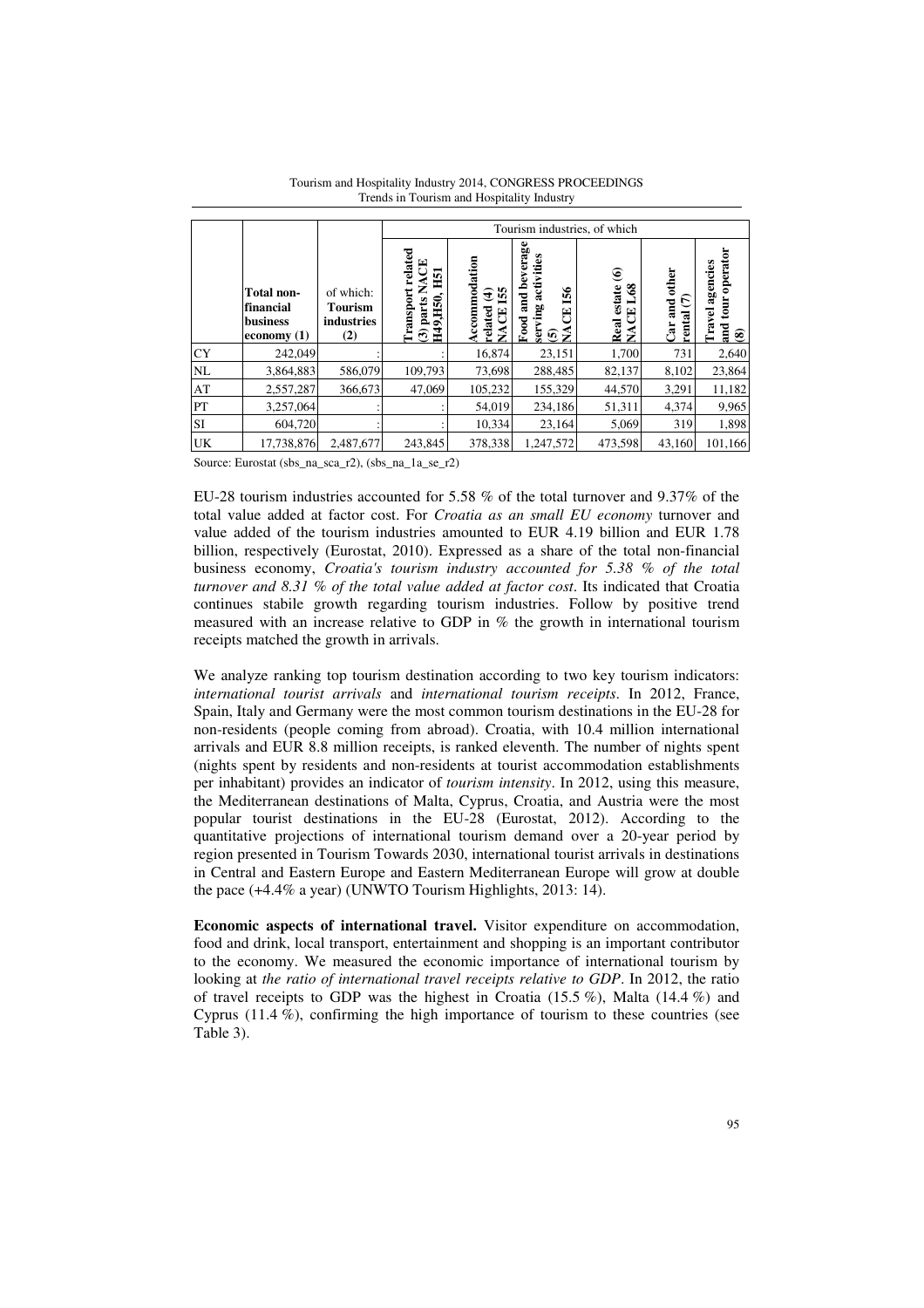| | Total non-financial business economy (1) | of which: Tourism industries (2) | Tourism industries, of which | | | | | |
|---|---|---|---|---|---|---|---|---|
| | | | Transport related (3) parts NACE H49,H50, H51 | Accommodation related (4) NACE I55 | Food and beverage serving activities (5) NACE I56 | Real estate (6) NACE L68 | Car and other rental (7) | Travel agencies and tour operator (8) |
| CY | 242,049 | : | : | 16,874 | 23,151 | 1,700 | 731 | 2,640 |
| NL | 3,864,883 | 586,079 | 109,793 | 73,698 | 288,485 | 82,137 | 8,102 | 23,864 |
| AT | 2,557,287 | 366,673 | 47,069 | 105,232 | 155,329 | 44,570 | 3,291 | 11,182 |
| PT | 3,257,064 | : | : | 54,019 | 234,186 | 51,311 | 4,374 | 9,965 |
| SI | 604,720 | : | : | 10,334 | 23,164 | 5,069 | 319 | 1,898 |
| UK | 17,738,876 | 2,487,677 | 243,845 | 378,338 | 1,247,572 | 473,598 | 43,160 | 101,166 |

Source: Eurostat (sbs_na_sca_r2), (sbs_na_1a_se_r2)

EU-28 tourism industries accounted for 5.58 % of the total turnover and 9.37% of the total value added at factor cost. For *Croatia as an small EU economy* turnover and value added of the tourism industries amounted to EUR 4.19 billion and EUR 1.78 billion, respectively (Eurostat, 2010). Expressed as a share of the total non-financial business economy, *Croatia's tourism industry accounted for 5.38 % of the total turnover and 8.31 % of the total value added at factor cost*. Its indicated that Croatia continues stabile growth regarding tourism industries. Follow by positive trend measured with an increase relative to GDP in % the growth in international tourism receipts matched the growth in arrivals.

We analyze ranking top tourism destination according to two key tourism indicators: *international tourist arrivals* and *international tourism receipts*. In 2012, France, Spain, Italy and Germany were the most common tourism destinations in the EU-28 for non-residents (people coming from abroad). Croatia, with 10.4 million international arrivals and EUR 8.8 million receipts, is ranked eleventh. The number of nights spent (nights spent by residents and non-residents at tourist accommodation establishments per inhabitant) provides an indicator of *tourism intensity*. In 2012, using this measure, the Mediterranean destinations of Malta, Cyprus, Croatia, and Austria were the most popular tourist destinations in the EU-28 (Eurostat, 2012). According to the quantitative projections of international tourism demand over a 20-year period by region presented in Tourism Towards 2030, international tourist arrivals in destinations in Central and Eastern Europe and Eastern Mediterranean Europe will grow at double the pace (+4.4% a year) (UNWTO Tourism Highlights, 2013: 14).

**Economic aspects of international travel.** Visitor expenditure on accommodation, food and drink, local transport, entertainment and shopping is an important contributor to the economy. We measured the economic importance of international tourism by looking at *the ratio of international travel receipts relative to GDP*. In 2012, the ratio of travel receipts to GDP was the highest in Croatia (15.5 %), Malta (14.4 %) and Cyprus (11.4 %), confirming the high importance of tourism to these countries (see Table 3).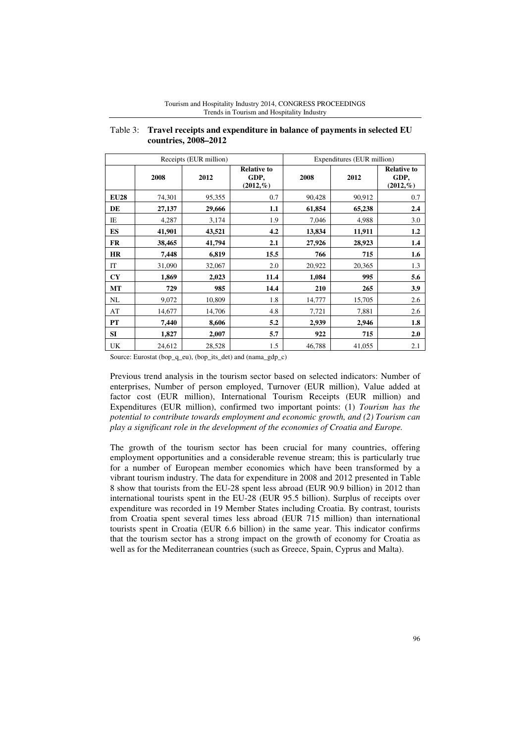Table 3: **Travel receipts and expenditure in balance of payments in selected EU countries, 2008–2012**

| | Receipts (EUR million) | | | Expenditures (EUR million) | | |
|---|---|---|---|---|---|---|
| | **2008** | **2012** | **Relative to GDP, (2012,%)** | **2008** | **2012** | **Relative to GDP, (2012,%)** |
| **EU28** | 74,301 | 95,355 | 0.7 | 90,428 | 90,912 | 0.7 |
| **DE** | **27,137** | **29,666** | **1.1** | **61,854** | **65,238** | **2.4** |
| IE | 4,287 | 3,174 | 1.9 | 7,046 | 4,988 | 3.0 |
| **ES** | **41,901** | **43,521** | **4.2** | **13,834** | **11,911** | **1.2** |
| **FR** | **38,465** | **41,794** | **2.1** | **27,926** | **28,923** | **1.4** |
| **HR** | **7,448** | **6,819** | **15.5** | **766** | **715** | **1.6** |
| IT | 31,090 | 32,067 | 2.0 | 20,922 | 20,365 | 1.3 |
| **CY** | **1,869** | **2,023** | **11.4** | **1,084** | **995** | **5.6** |
| **MT** | **729** | **985** | **14.4** | **210** | **265** | **3.9** |
| NL | 9,072 | 10,809 | 1.8 | 14,777 | 15,705 | 2.6 |
| AT | 14,677 | 14,706 | 4.8 | 7,721 | 7,881 | 2.6 |
| **PT** | **7,440** | **8,606** | **5.2** | **2,939** | **2,946** | **1.8** |
| **SI** | **1,827** | **2,007** | **5.7** | **922** | **715** | **2.0** |
| UK | 24,612 | 28,528 | 1.5 | 46,788 | 41,055 | 2.1 |

Source: Eurostat (bop_q_eu), (bop_its_det) and (nama_gdp_c)

Previous trend analysis in the tourism sector based on selected indicators: Number of enterprises, Number of person employed, Turnover (EUR million), Value added at factor cost (EUR million), International Tourism Receipts (EUR million) and Expenditures (EUR million), confirmed two important points: (1) *Tourism has the potential to contribute towards employment and economic growth, and (2) Tourism can play a significant role in the development of the economies of Croatia and Europe.*

The growth of the tourism sector has been crucial for many countries, offering employment opportunities and a considerable revenue stream; this is particularly true for a number of European member economies which have been transformed by a vibrant tourism industry. The data for expenditure in 2008 and 2012 presented in Table 8 show that tourists from the EU-28 spent less abroad (EUR 90.9 billion) in 2012 than international tourists spent in the EU-28 (EUR 95.5 billion). Surplus of receipts over expenditure was recorded in 19 Member States including Croatia. By contrast, tourists from Croatia spent several times less abroad (EUR 715 million) than international tourists spent in Croatia (EUR 6.6 billion) in the same year. This indicator confirms that the tourism sector has a strong impact on the growth of economy for Croatia as well as for the Mediterranean countries (such as Greece, Spain, Cyprus and Malta).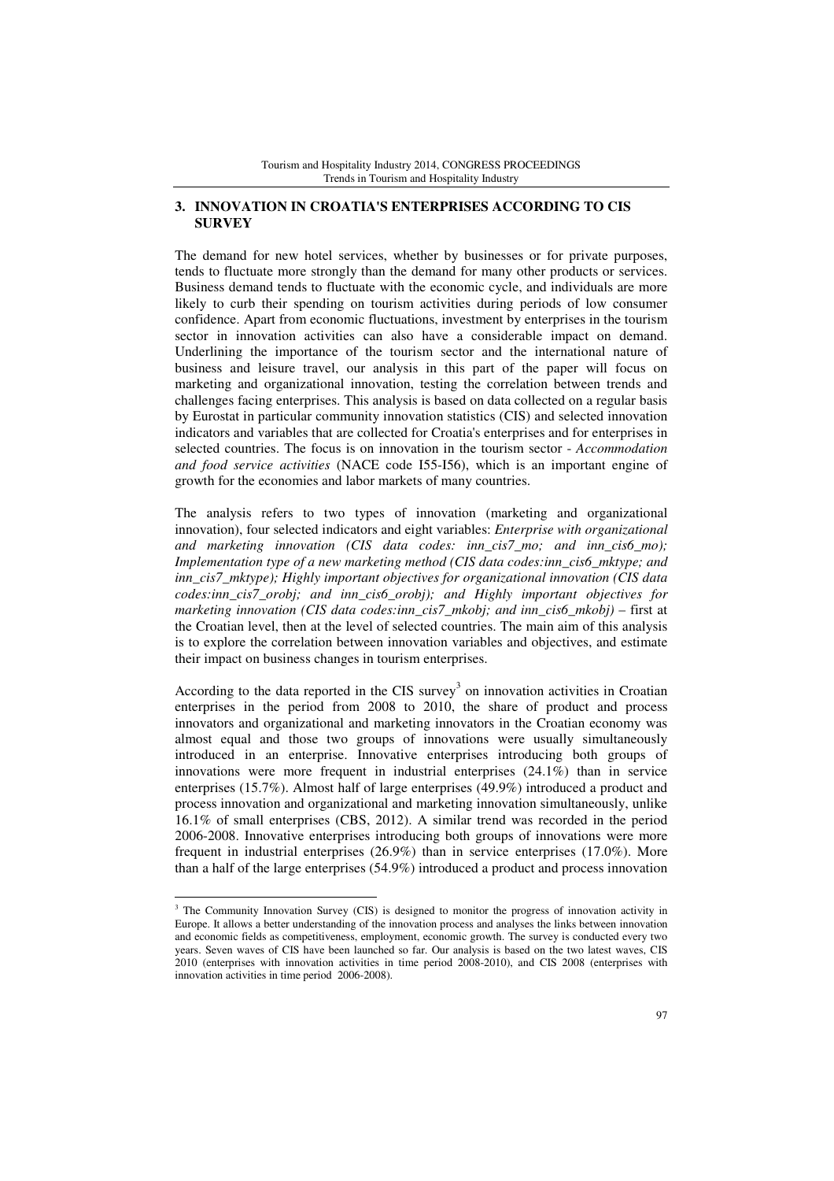## 3. INNOVATION IN CROATIA'S ENTERPRISES ACCORDING TO CIS SURVEY

The demand for new hotel services, whether by businesses or for private purposes, tends to fluctuate more strongly than the demand for many other products or services. Business demand tends to fluctuate with the economic cycle, and individuals are more likely to curb their spending on tourism activities during periods of low consumer confidence. Apart from economic fluctuations, investment by enterprises in the tourism sector in innovation activities can also have a considerable impact on demand. Underlining the importance of the tourism sector and the international nature of business and leisure travel, our analysis in this part of the paper will focus on marketing and organizational innovation, testing the correlation between trends and challenges facing enterprises. This analysis is based on data collected on a regular basis by Eurostat in particular community innovation statistics (CIS) and selected innovation indicators and variables that are collected for Croatia's enterprises and for enterprises in selected countries. The focus is on innovation in the tourism sector - *Accommodation and food service activities* (NACE code I55-I56), which is an important engine of growth for the economies and labor markets of many countries.

The analysis refers to two types of innovation (marketing and organizational innovation), four selected indicators and eight variables: *Enterprise with organizational and marketing innovation (CIS data codes: inn_cis7_mo; and inn_cis6_mo); Implementation type of a new marketing method (CIS data codes:inn_cis6_mktype; and inn_cis7_mktype); Highly important objectives for organizational innovation (CIS data codes:inn_cis7_orobj; and inn_cis6_orobj); and Highly important objectives for marketing innovation (CIS data codes:inn_cis7_mkobj; and inn_cis6_mkobj)* – first at the Croatian level, then at the level of selected countries. The main aim of this analysis is to explore the correlation between innovation variables and objectives, and estimate their impact on business changes in tourism enterprises.

According to the data reported in the CIS survey[3] on innovation activities in Croatian enterprises in the period from 2008 to 2010, the share of product and process innovators and organizational and marketing innovators in the Croatian economy was almost equal and those two groups of innovations were usually simultaneously introduced in an enterprise. Innovative enterprises introducing both groups of innovations were more frequent in industrial enterprises (24.1%) than in service enterprises (15.7%). Almost half of large enterprises (49.9%) introduced a product and process innovation and organizational and marketing innovation simultaneously, unlike 16.1% of small enterprises (CBS, 2012). A similar trend was recorded in the period 2006-2008. Innovative enterprises introducing both groups of innovations were more frequent in industrial enterprises (26.9%) than in service enterprises (17.0%). More than a half of the large enterprises (54.9%) introduced a product and process innovation

---

[3] The Community Innovation Survey (CIS) is designed to monitor the progress of innovation activity in Europe. It allows a better understanding of the innovation process and analyses the links between innovation and economic fields as competitiveness, employment, economic growth. The survey is conducted every two years. Seven waves of CIS have been launched so far. Our analysis is based on the two latest waves, CIS 2010 (enterprises with innovation activities in time period 2008-2010), and CIS 2008 (enterprises with innovation activities in time period 2006-2008).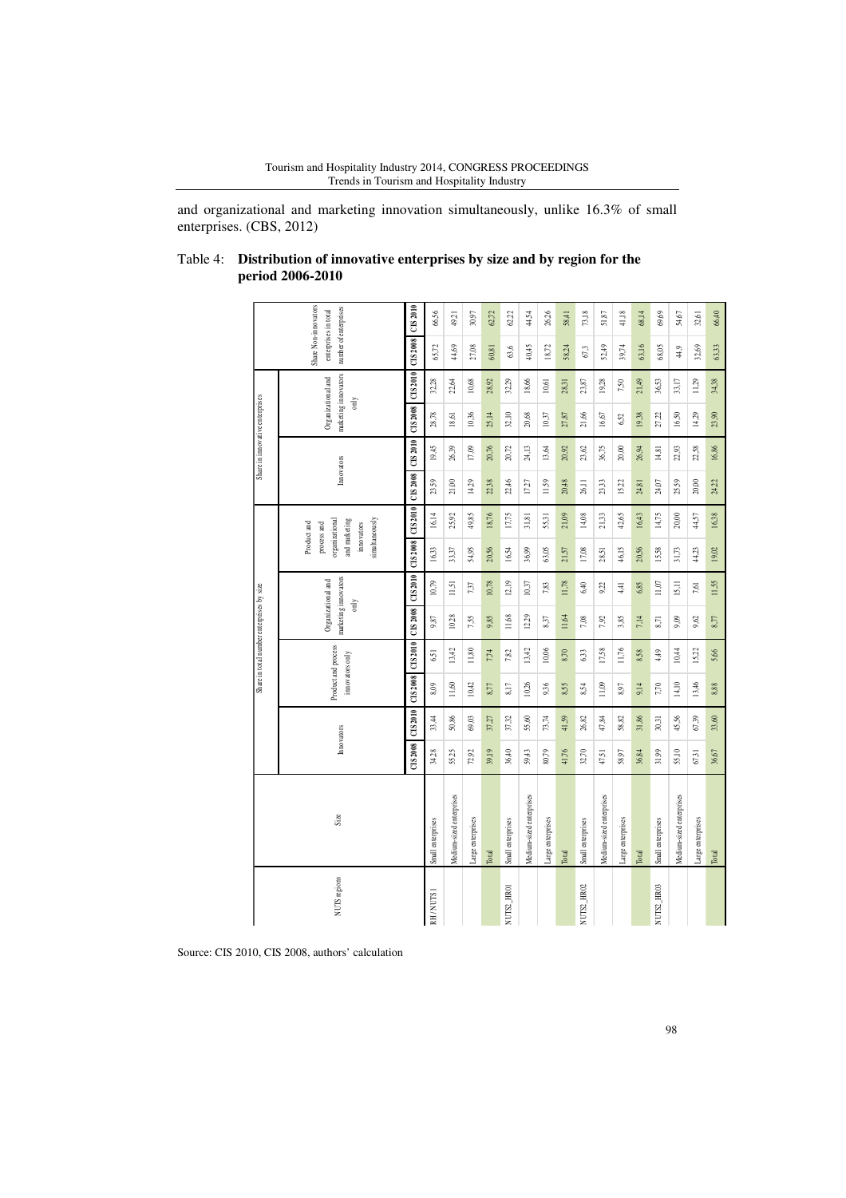and organizational and marketing innovation simultaneously, unlike 16.3% of small enterprises. (CBS, 2012)

Table 4: **Distribution of innovative enterprises by size and by region for the period 2006-2010**

| NUTS regions | Size | Share in total number enterprises by size | | | | | | | | Share in innovative enterprises | | | | Share Non-innovators enterprises in total number of enterprises | |
|---|---|---|---|---|---|---|---|---|---|---|---|---|---|---|---|
| | | Innovators | | Product and process innovators only | | Organizational and marketing innovators only | | Product and process and organizational and marketing innovators simultaneously | | Innovators | | Organizational and marketing innovators only | | | |
| | | CIS 2008 | CIS 2010 | CIS 2008 | CIS 2010 | CIS 2008 | CIS 2010 | CIS 2008 | CIS 2010 | CIS 2008 | CIS 2010 | CIS 2008 | CIS 2010 | CIS 2008 | CIS 2010 |
| RH/NUTS 1 | Small enterprises | 34,28 | 33,44 | 8,09 | 6,51 | 9,87 | 10,79 | 16,33 | 16,14 | 23,59 | 19,45 | 28,78 | 32,28 | 65,72 | 66,56 |
| | Medium-sized enterprises | 55,25 | 50,86 | 11,60 | 13,42 | 10,28 | 11,51 | 33,37 | 25,92 | 21,00 | 26,39 | 18,61 | 22,64 | 44,69 | 49,21 |
| | Large enterprises | 72,92 | 69,03 | 10,42 | 11,80 | 7,55 | 7,37 | 54,95 | 49,85 | 14,29 | 17,09 | 10,36 | 10,68 | 27,08 | 30,97 |
| | Total | 39,19 | 37,27 | 8,77 | 7,74 | 9,85 | 10,78 | 20,56 | 18,76 | 22,38 | 20,76 | 25,14 | 28,92 | 60,81 | 62,72 |
| NUTS2_HR01 | Small enterprises | 36,40 | 37,32 | 8,17 | 7,82 | 11,68 | 12,19 | 16,54 | 17,75 | 22,46 | 20,72 | 32,10 | 32,29 | 63,6 | 62,22 |
| | Medium-sized enterprises | 59,43 | 55,60 | 10,26 | 13,42 | 12,29 | 10,37 | 36,99 | 31,81 | 17,27 | 24,13 | 20,68 | 18,66 | 40,45 | 44,54 |
| | Large enterprises | 80,79 | 73,74 | 9,36 | 10,06 | 8,37 | 7,83 | 63,05 | 55,31 | 11,59 | 13,64 | 10,37 | 10,61 | 18,72 | 26,26 |
| | Total | 41,76 | 41,59 | 8,55 | 8,70 | 11,64 | 11,78 | 21,57 | 21,09 | 20,48 | 20,92 | 27,87 | 28,31 | 58,24 | 58,41 |
| NUTS2_HR02 | Small enterprises | 32,70 | 26,82 | 8,54 | 6,33 | 7,08 | 6,40 | 17,08 | 14,08 | 26,11 | 23,62 | 21,66 | 23,87 | 67,3 | 73,18 |
| | Medium-sized enterprises | 47,51 | 47,84 | 11,09 | 17,58 | 7,92 | 9,22 | 28,51 | 21,33 | 23,33 | 36,75 | 16,67 | 19,28 | 52,49 | 51,87 |
| | Large enterprises | 58,97 | 58,82 | 8,97 | 11,76 | 3,85 | 4,41 | 46,15 | 42,65 | 15,22 | 20,00 | 6,52 | 7,50 | 39,74 | 41,18 |
| | Total | 36,84 | 31,86 | 9,14 | 8,58 | 7,14 | 6,85 | 20,56 | 16,43 | 24,81 | 26,94 | 19,38 | 21,49 | 63,16 | 68,14 |
| NUTS2_HR03 | Small enterprises | 31,99 | 30,31 | 7,70 | 4,49 | 8,71 | 11,07 | 15,58 | 14,75 | 24,07 | 14,81 | 27,22 | 36,53 | 68,05 | 69,69 |
| | Medium-sized enterprises | 55,10 | 45,56 | 14,10 | 10,44 | 9,09 | 15,11 | 31,73 | 20,00 | 25,59 | 22,93 | 16,50 | 33,17 | 44,9 | 54,67 |
| | Large enterprises | 67,31 | 67,39 | 13,46 | 15,22 | 9,62 | 7,61 | 44,23 | 44,57 | 20,00 | 22,58 | 14,29 | 11,29 | 32,69 | 32,61 |
| | Total | 36,67 | 33,60 | 8,88 | 5,66 | 8,77 | 11,55 | 19,02 | 16,38 | 24,22 | 16,86 | 23,90 | 34,38 | 63,33 | 66,40 |

Source: CIS 2010, CIS 2008, authors' calculation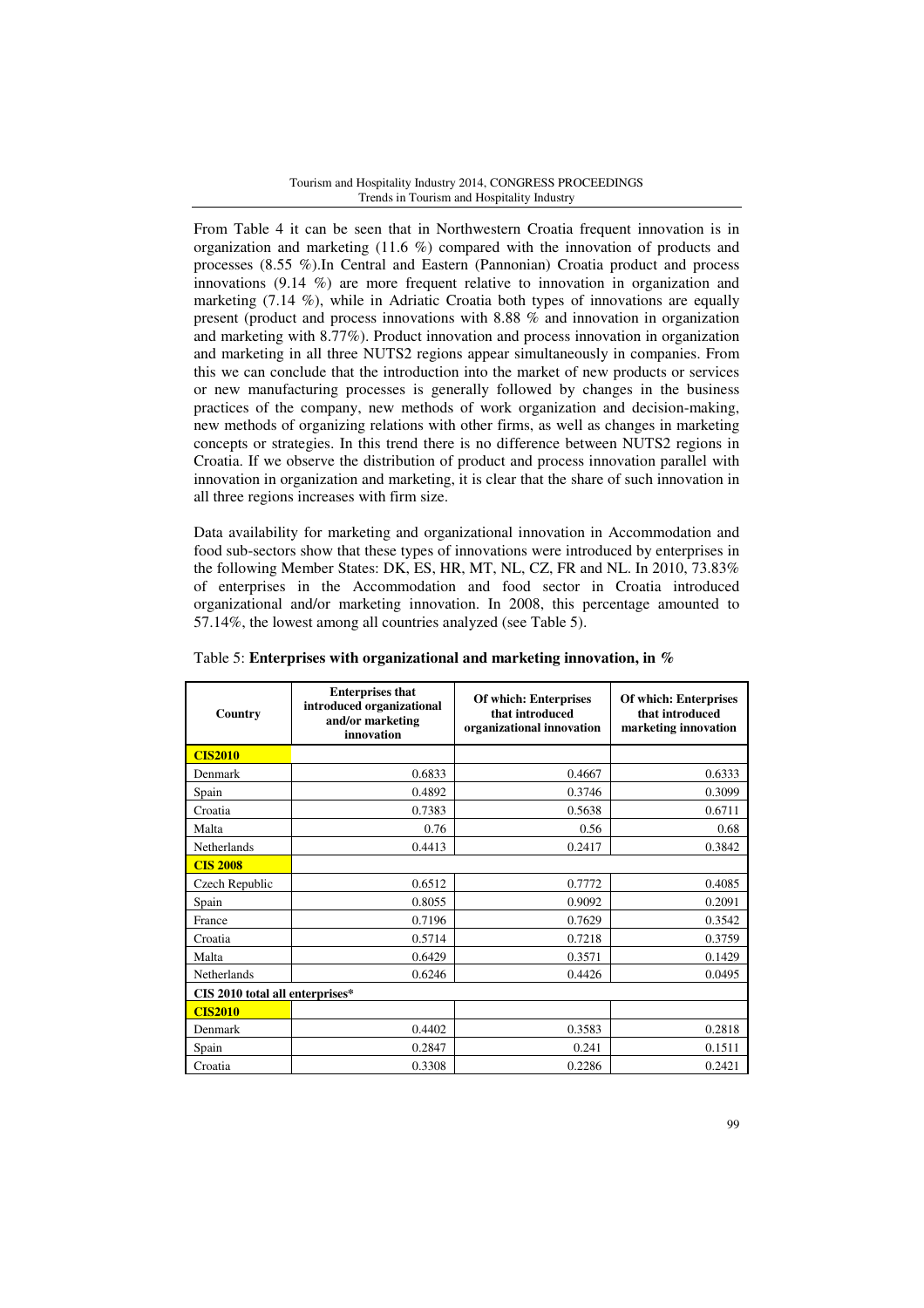From Table 4 it can be seen that in Northwestern Croatia frequent innovation is in organization and marketing (11.6 %) compared with the innovation of products and processes (8.55 %).In Central and Eastern (Pannonian) Croatia product and process innovations (9.14 %) are more frequent relative to innovation in organization and marketing (7.14 %), while in Adriatic Croatia both types of innovations are equally present (product and process innovations with 8.88 % and innovation in organization and marketing with 8.77%). Product innovation and process innovation in organization and marketing in all three NUTS2 regions appear simultaneously in companies. From this we can conclude that the introduction into the market of new products or services or new manufacturing processes is generally followed by changes in the business practices of the company, new methods of work organization and decision-making, new methods of organizing relations with other firms, as well as changes in marketing concepts or strategies. In this trend there is no difference between NUTS2 regions in Croatia. If we observe the distribution of product and process innovation parallel with innovation in organization and marketing, it is clear that the share of such innovation in all three regions increases with firm size.

Data availability for marketing and organizational innovation in Accommodation and food sub-sectors show that these types of innovations were introduced by enterprises in the following Member States: DK, ES, HR, MT, NL, CZ, FR and NL. In 2010, 73.83% of enterprises in the Accommodation and food sector in Croatia introduced organizational and/or marketing innovation. In 2008, this percentage amounted to 57.14%, the lowest among all countries analyzed (see Table 5).

Table 5: **Enterprises with organizational and marketing innovation, in %**

| Country | Enterprises that introduced organizational and/or marketing innovation | Of which: Enterprises that introduced organizational innovation | Of which: Enterprises that introduced marketing innovation |
|---|---|---|---|
| **CIS2010** | | | |
| Denmark | 0.6833 | 0.4667 | 0.6333 |
| Spain | 0.4892 | 0.3746 | 0.3099 |
| Croatia | 0.7383 | 0.5638 | 0.6711 |
| Malta | 0.76 | 0.56 | 0.68 |
| Netherlands | 0.4413 | 0.2417 | 0.3842 |
| **CIS 2008** | | | |
| Czech Republic | 0.6512 | 0.7772 | 0.4085 |
| Spain | 0.8055 | 0.9092 | 0.2091 |
| France | 0.7196 | 0.7629 | 0.3542 |
| Croatia | 0.5714 | 0.7218 | 0.3759 |
| Malta | 0.6429 | 0.3571 | 0.1429 |
| Netherlands | 0.6246 | 0.4426 | 0.0495 |
| **CIS 2010 total all enterprises*** | | | |
| **CIS2010** | | | |
| Denmark | 0.4402 | 0.3583 | 0.2818 |
| Spain | 0.2847 | 0.241 | 0.1511 |
| Croatia | 0.3308 | 0.2286 | 0.2421 |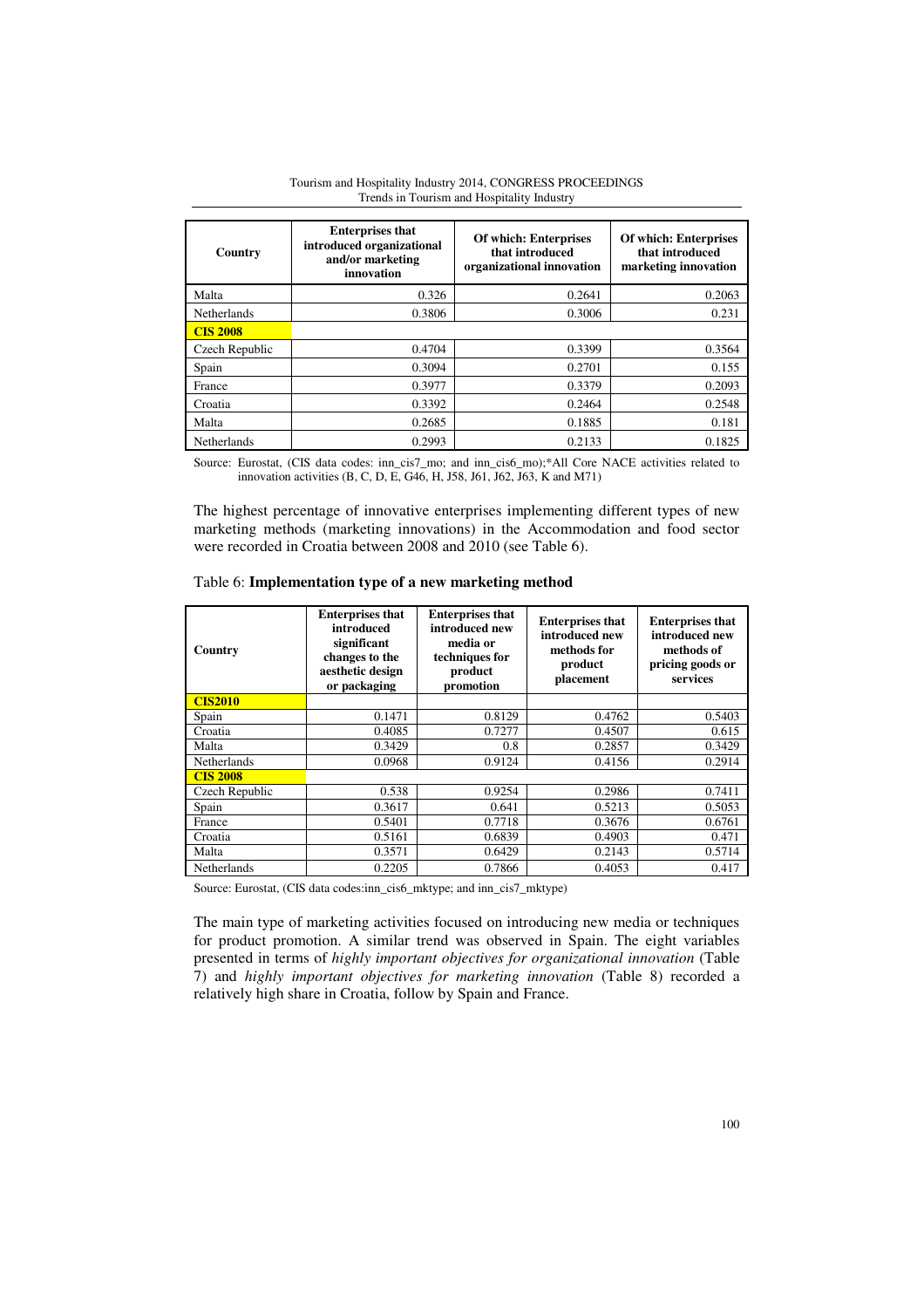| Country | Enterprises that introduced organizational and/or marketing innovation | Of which: Enterprises that introduced organizational innovation | Of which: Enterprises that introduced marketing innovation |
|---|---|---|---|
| Malta | 0.326 | 0.2641 | 0.2063 |
| Netherlands | 0.3806 | 0.3006 | 0.231 |
| **CIS 2008** | | | |
| Czech Republic | 0.4704 | 0.3399 | 0.3564 |
| Spain | 0.3094 | 0.2701 | 0.155 |
| France | 0.3977 | 0.3379 | 0.2093 |
| Croatia | 0.3392 | 0.2464 | 0.2548 |
| Malta | 0.2685 | 0.1885 | 0.181 |
| Netherlands | 0.2993 | 0.2133 | 0.1825 |

Source: Eurostat, (CIS data codes: inn_cis7_mo; and inn_cis6_mo);*All Core NACE activities related to innovation activities (B, C, D, E, G46, H, J58, J61, J62, J63, K and M71)

The highest percentage of innovative enterprises implementing different types of new marketing methods (marketing innovations) in the Accommodation and food sector were recorded in Croatia between 2008 and 2010 (see Table 6).

Table 6: **Implementation type of a new marketing method**

| Country | Enterprises that introduced significant changes to the aesthetic design or packaging | Enterprises that introduced new media or techniques for product promotion | Enterprises that introduced new methods for product placement | Enterprises that introduced new methods of pricing goods or services |
|---|---|---|---|---|
| **CIS2010** | | | | |
| Spain | 0.1471 | 0.8129 | 0.4762 | 0.5403 |
| Croatia | 0.4085 | 0.7277 | 0.4507 | 0.615 |
| Malta | 0.3429 | 0.8 | 0.2857 | 0.3429 |
| Netherlands | 0.0968 | 0.9124 | 0.4156 | 0.2914 |
| **CIS 2008** | | | | |
| Czech Republic | 0.538 | 0.9254 | 0.2986 | 0.7411 |
| Spain | 0.3617 | 0.641 | 0.5213 | 0.5053 |
| France | 0.5401 | 0.7718 | 0.3676 | 0.6761 |
| Croatia | 0.5161 | 0.6839 | 0.4903 | 0.471 |
| Malta | 0.3571 | 0.6429 | 0.2143 | 0.5714 |
| Netherlands | 0.2205 | 0.7866 | 0.4053 | 0.417 |

Source: Eurostat, (CIS data codes:inn_cis6_mktype; and inn_cis7_mktype)

The main type of marketing activities focused on introducing new media or techniques for product promotion. A similar trend was observed in Spain. The eight variables presented in terms of *highly important objectives for organizational innovation* (Table 7) and *highly important objectives for marketing innovation* (Table 8) recorded a relatively high share in Croatia, follow by Spain and France.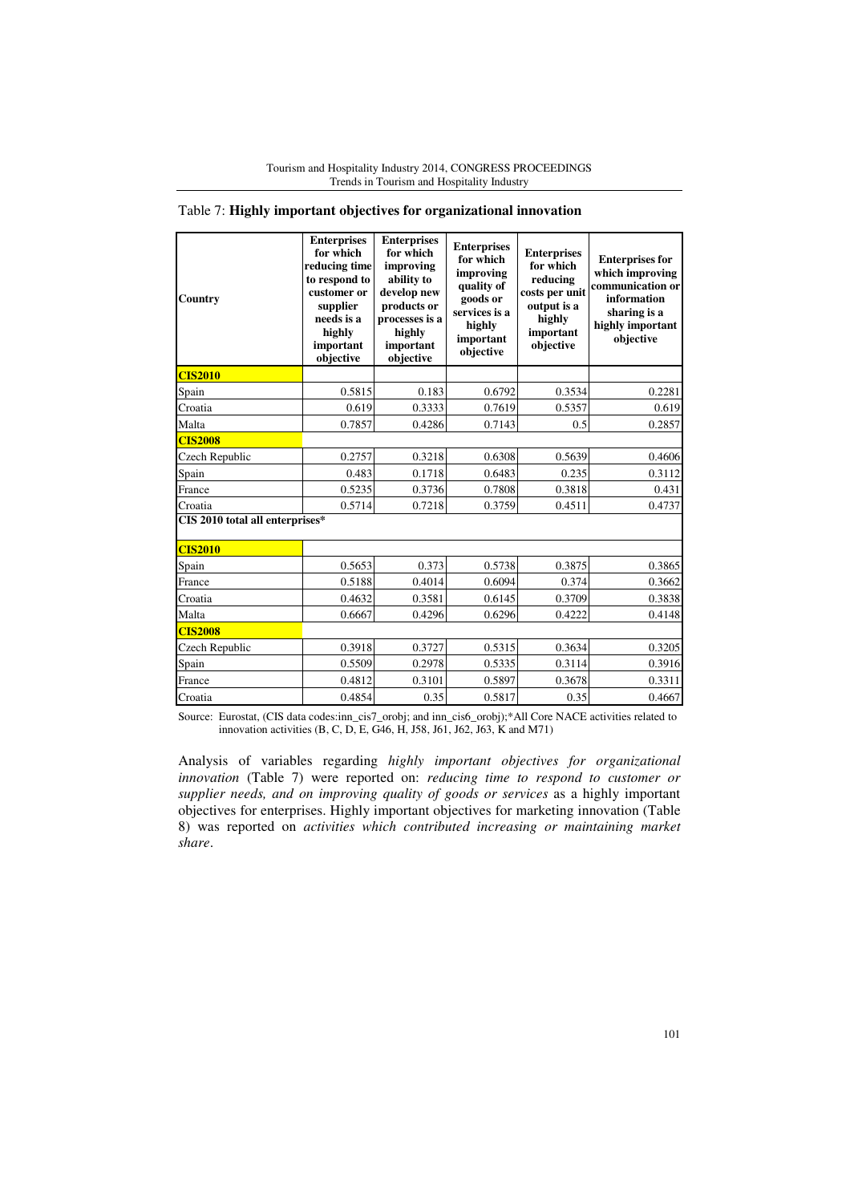Table 7: **Highly important objectives for organizational innovation**

| Country | Enterprises for which reducing time to respond to customer or supplier needs is a highly important objective | Enterprises for which improving ability to develop new products or processes is a highly important objective | Enterprises for which improving quality of goods or services is a highly important objective | Enterprises for which reducing costs per unit output is a highly important objective | Enterprises for which improving communication or information sharing is a highly important objective |
|---|---|---|---|---|---|
| **CIS2010** | | | | | |
| Spain | 0.5815 | 0.183 | 0.6792 | 0.3534 | 0.2281 |
| Croatia | 0.619 | 0.3333 | 0.7619 | 0.5357 | 0.619 |
| Malta | 0.7857 | 0.4286 | 0.7143 | 0.5 | 0.2857 |
| **CIS2008** | | | | | |
| Czech Republic | 0.2757 | 0.3218 | 0.6308 | 0.5639 | 0.4606 |
| Spain | 0.483 | 0.1718 | 0.6483 | 0.235 | 0.3112 |
| France | 0.5235 | 0.3736 | 0.7808 | 0.3818 | 0.431 |
| Croatia | 0.5714 | 0.7218 | 0.3759 | 0.4511 | 0.4737 |
| **CIS 2010 total all enterprises*** | | | | | |
| **CIS2010** | | | | | |
| Spain | 0.5653 | 0.373 | 0.5738 | 0.3875 | 0.3865 |
| France | 0.5188 | 0.4014 | 0.6094 | 0.374 | 0.3662 |
| Croatia | 0.4632 | 0.3581 | 0.6145 | 0.3709 | 0.3838 |
| Malta | 0.6667 | 0.4296 | 0.6296 | 0.4222 | 0.4148 |
| **CIS2008** | | | | | |
| Czech Republic | 0.3918 | 0.3727 | 0.5315 | 0.3634 | 0.3205 |
| Spain | 0.5509 | 0.2978 | 0.5335 | 0.3114 | 0.3916 |
| France | 0.4812 | 0.3101 | 0.5897 | 0.3678 | 0.3311 |
| Croatia | 0.4854 | 0.35 | 0.5817 | 0.35 | 0.4667 |

Source: Eurostat, (CIS data codes:inn_cis7_orobj; and inn_cis6_orobj);*All Core NACE activities related to innovation activities (B, C, D, E, G46, H, J58, J61, J62, J63, K and M71)

Analysis of variables regarding *highly important objectives for organizational innovation* (Table 7) were reported on: *reducing time to respond to customer or supplier needs, and on improving quality of goods or services* as a highly important objectives for enterprises. Highly important objectives for marketing innovation (Table 8) was reported on *activities which contributed increasing or maintaining market share*.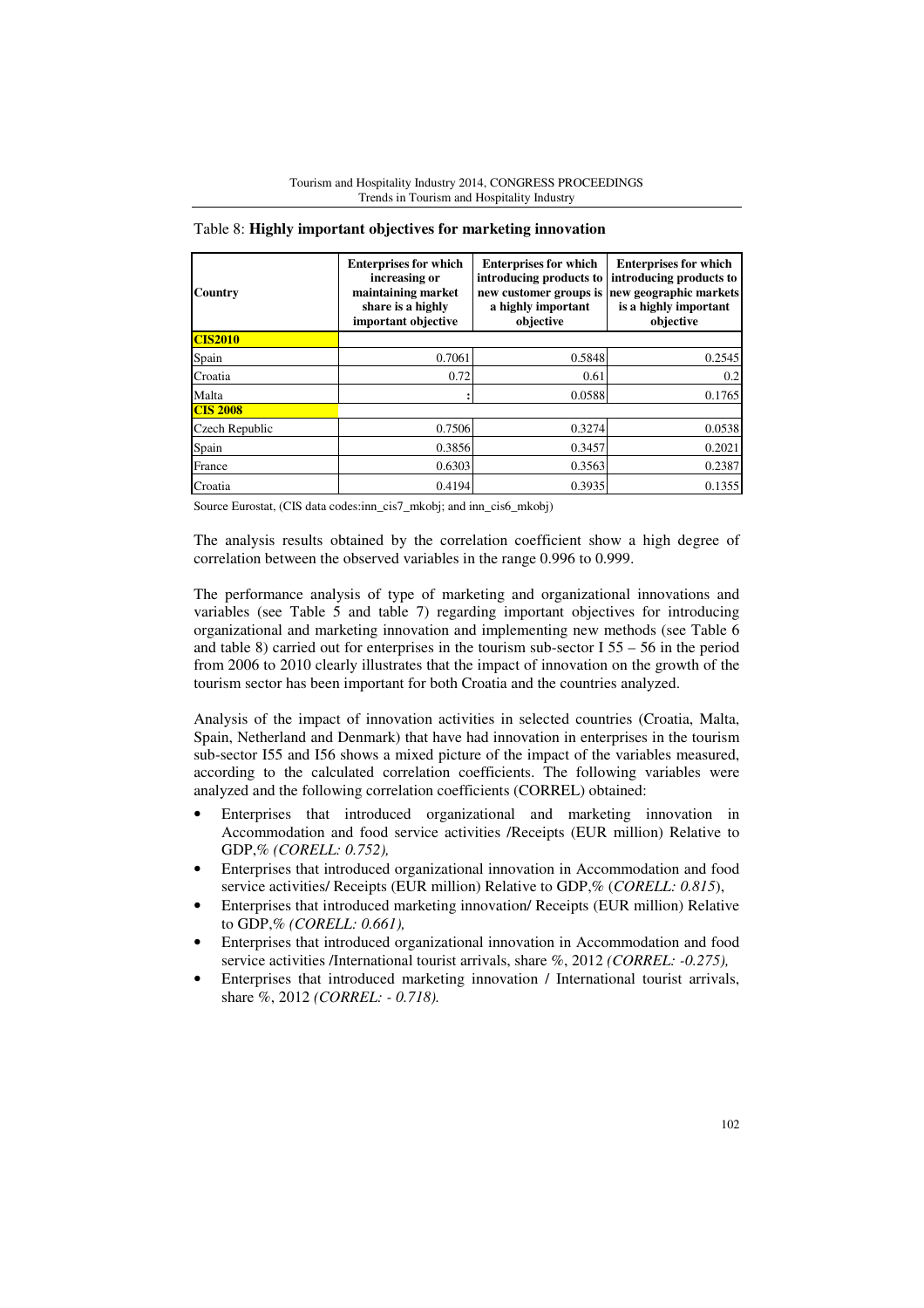Table 8: **Highly important objectives for marketing innovation**

| Country | Enterprises for which increasing or maintaining market share is a highly important objective | Enterprises for which introducing products to new customer groups is a highly important objective | Enterprises for which introducing products to new geographic markets is a highly important objective |
|---|---|---|---|
| **CIS2010** | | | |
| Spain | 0.7061 | 0.5848 | 0.2545 |
| Croatia | 0.72 | 0.61 | 0.2 |
| Malta | : | 0.0588 | 0.1765 |
| **CIS 2008** | | | |
| Czech Republic | 0.7506 | 0.3274 | 0.0538 |
| Spain | 0.3856 | 0.3457 | 0.2021 |
| France | 0.6303 | 0.3563 | 0.2387 |
| Croatia | 0.4194 | 0.3935 | 0.1355 |

Source Eurostat, (CIS data codes:inn_cis7_mkobj; and inn_cis6_mkobj)

The analysis results obtained by the correlation coefficient show a high degree of correlation between the observed variables in the range 0.996 to 0.999.

The performance analysis of type of marketing and organizational innovations and variables (see Table 5 and table 7) regarding important objectives for introducing organizational and marketing innovation and implementing new methods (see Table 6 and table 8) carried out for enterprises in the tourism sub-sector I 55 – 56 in the period from 2006 to 2010 clearly illustrates that the impact of innovation on the growth of the tourism sector has been important for both Croatia and the countries analyzed.

Analysis of the impact of innovation activities in selected countries (Croatia, Malta, Spain, Netherland and Denmark) that have had innovation in enterprises in the tourism sub-sector I55 and I56 shows a mixed picture of the impact of the variables measured, according to the calculated correlation coefficients. The following variables were analyzed and the following correlation coefficients (CORREL) obtained:

- Enterprises that introduced organizational and marketing innovation in Accommodation and food service activities /Receipts (EUR million) Relative to GDP,% *(CORELL: 0.752),*
- Enterprises that introduced organizational innovation in Accommodation and food service activities/ Receipts (EUR million) Relative to GDP,% (*CORELL: 0.815*),
- Enterprises that introduced marketing innovation/ Receipts (EUR million) Relative to GDP,% *(CORELL: 0.661),*
- Enterprises that introduced organizational innovation in Accommodation and food service activities /International tourist arrivals, share %, 2012 *(CORREL: -0.275),*
- Enterprises that introduced marketing innovation / International tourist arrivals, share %, 2012 *(CORREL: - 0.718).*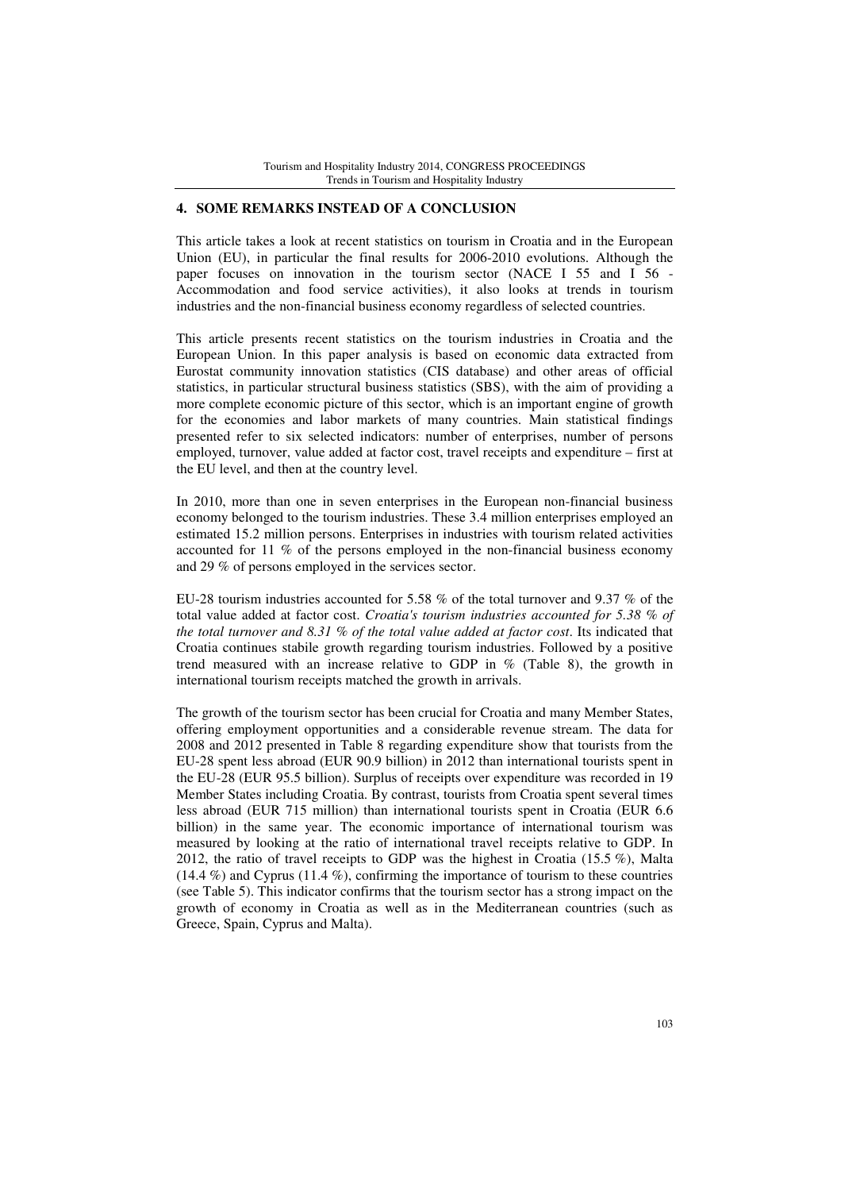## 4. SOME REMARKS INSTEAD OF A CONCLUSION

This article takes a look at recent statistics on tourism in Croatia and in the European Union (EU), in particular the final results for 2006-2010 evolutions. Although the paper focuses on innovation in the tourism sector (NACE I 55 and I 56 - Accommodation and food service activities), it also looks at trends in tourism industries and the non-financial business economy regardless of selected countries.

This article presents recent statistics on the tourism industries in Croatia and the European Union. In this paper analysis is based on economic data extracted from Eurostat community innovation statistics (CIS database) and other areas of official statistics, in particular structural business statistics (SBS), with the aim of providing a more complete economic picture of this sector, which is an important engine of growth for the economies and labor markets of many countries. Main statistical findings presented refer to six selected indicators: number of enterprises, number of persons employed, turnover, value added at factor cost, travel receipts and expenditure – first at the EU level, and then at the country level.

In 2010, more than one in seven enterprises in the European non-financial business economy belonged to the tourism industries. These 3.4 million enterprises employed an estimated 15.2 million persons. Enterprises in industries with tourism related activities accounted for 11 % of the persons employed in the non-financial business economy and 29 % of persons employed in the services sector.

EU-28 tourism industries accounted for 5.58 % of the total turnover and 9.37 % of the total value added at factor cost. *Croatia's tourism industries accounted for 5.38 % of the total turnover and 8.31 % of the total value added at factor cost*. Its indicated that Croatia continues stabile growth regarding tourism industries. Followed by a positive trend measured with an increase relative to GDP in % (Table 8), the growth in international tourism receipts matched the growth in arrivals.

The growth of the tourism sector has been crucial for Croatia and many Member States, offering employment opportunities and a considerable revenue stream. The data for 2008 and 2012 presented in Table 8 regarding expenditure show that tourists from the EU-28 spent less abroad (EUR 90.9 billion) in 2012 than international tourists spent in the EU-28 (EUR 95.5 billion). Surplus of receipts over expenditure was recorded in 19 Member States including Croatia. By contrast, tourists from Croatia spent several times less abroad (EUR 715 million) than international tourists spent in Croatia (EUR 6.6 billion) in the same year. The economic importance of international tourism was measured by looking at the ratio of international travel receipts relative to GDP. In 2012, the ratio of travel receipts to GDP was the highest in Croatia (15.5 %), Malta (14.4 %) and Cyprus (11.4 %), confirming the importance of tourism to these countries (see Table 5). This indicator confirms that the tourism sector has a strong impact on the growth of economy in Croatia as well as in the Mediterranean countries (such as Greece, Spain, Cyprus and Malta).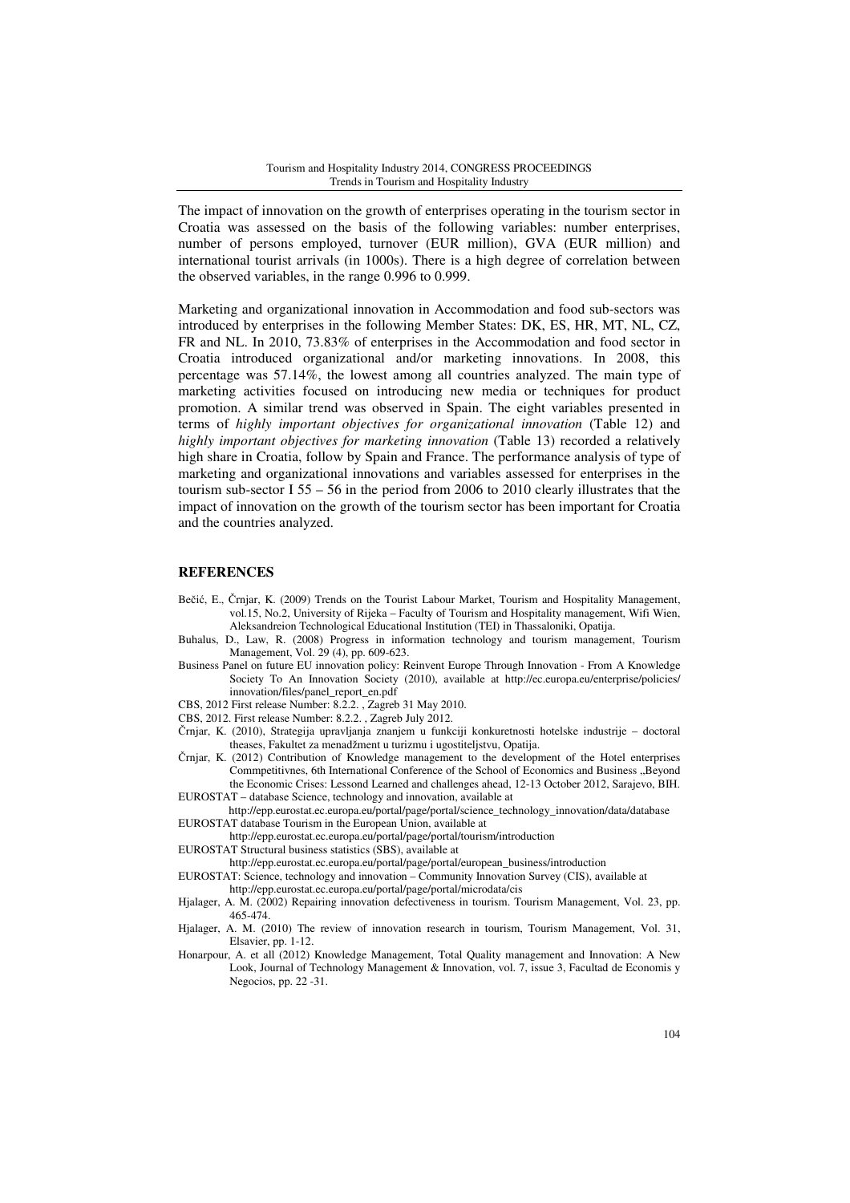The impact of innovation on the growth of enterprises operating in the tourism sector in Croatia was assessed on the basis of the following variables: number enterprises, number of persons employed, turnover (EUR million), GVA (EUR million) and international tourist arrivals (in 1000s). There is a high degree of correlation between the observed variables, in the range 0.996 to 0.999.

Marketing and organizational innovation in Accommodation and food sub-sectors was introduced by enterprises in the following Member States: DK, ES, HR, MT, NL, CZ, FR and NL. In 2010, 73.83% of enterprises in the Accommodation and food sector in Croatia introduced organizational and/or marketing innovations. In 2008, this percentage was 57.14%, the lowest among all countries analyzed. The main type of marketing activities focused on introducing new media or techniques for product promotion. A similar trend was observed in Spain. The eight variables presented in terms of *highly important objectives for organizational innovation* (Table 12) and *highly important objectives for marketing innovation* (Table 13) recorded a relatively high share in Croatia, follow by Spain and France. The performance analysis of type of marketing and organizational innovations and variables assessed for enterprises in the tourism sub-sector I 55 – 56 in the period from 2006 to 2010 clearly illustrates that the impact of innovation on the growth of the tourism sector has been important for Croatia and the countries analyzed.

## REFERENCES

Bečić, E., Črnjar, K. (2009) Trends on the Tourist Labour Market, Tourism and Hospitality Management, vol.15, No.2, University of Rijeka – Faculty of Tourism and Hospitality management, Wifi Wien, Aleksandreion Technological Educational Institution (TEI) in Thassaloniki, Opatija.

Buhalus, D., Law, R. (2008) Progress in information technology and tourism management, Tourism Management, Vol. 29 (4), pp. 609-623.

Business Panel on future EU innovation policy: Reinvent Europe Through Innovation - From A Knowledge Society To An Innovation Society (2010), available at http://ec.europa.eu/enterprise/policies/innovation/files/panel_report_en.pdf

CBS, 2012 First release Number: 8.2.2. , Zagreb 31 May 2010.

CBS, 2012. First release Number: 8.2.2. , Zagreb July 2012.

Črnjar, K. (2010), Strategija upravljanja znanjem u funkciji konkuretnosti hotelske industrije – doctoral theases, Fakultet za menadžment u turizmu i ugostiteljstvu, Opatija.

Črnjar, K. (2012) Contribution of Knowledge management to the development of the Hotel enterprises Commpetitivnes, 6th International Conference of the School of Economics and Business „Beyond the Economic Crises: Lessond Learned and challenges ahead, 12-13 October 2012, Sarajevo, BIH.

EUROSTAT – database Science, technology and innovation, available at http://epp.eurostat.ec.europa.eu/portal/page/portal/science_technology_innovation/data/database

EUROSTAT database Tourism in the European Union, available at http://epp.eurostat.ec.europa.eu/portal/page/portal/tourism/introduction

EUROSTAT Structural business statistics (SBS), available at http://epp.eurostat.ec.europa.eu/portal/page/portal/european_business/introduction

EUROSTAT: Science, technology and innovation – Community Innovation Survey (CIS), available at http://epp.eurostat.ec.europa.eu/portal/page/portal/microdata/cis

Hjalager, A. M. (2002) Repairing innovation defectiveness in tourism. Tourism Management, Vol. 23, pp. 465-474.

Hjalager, A. M. (2010) The review of innovation research in tourism, Tourism Management, Vol. 31, Elsavier, pp. 1-12.

Honarpour, A. et all (2012) Knowledge Management, Total Quality management and Innovation: A New Look, Journal of Technology Management & Innovation, vol. 7, issue 3, Facultad de Economis y Negocios, pp. 22 -31.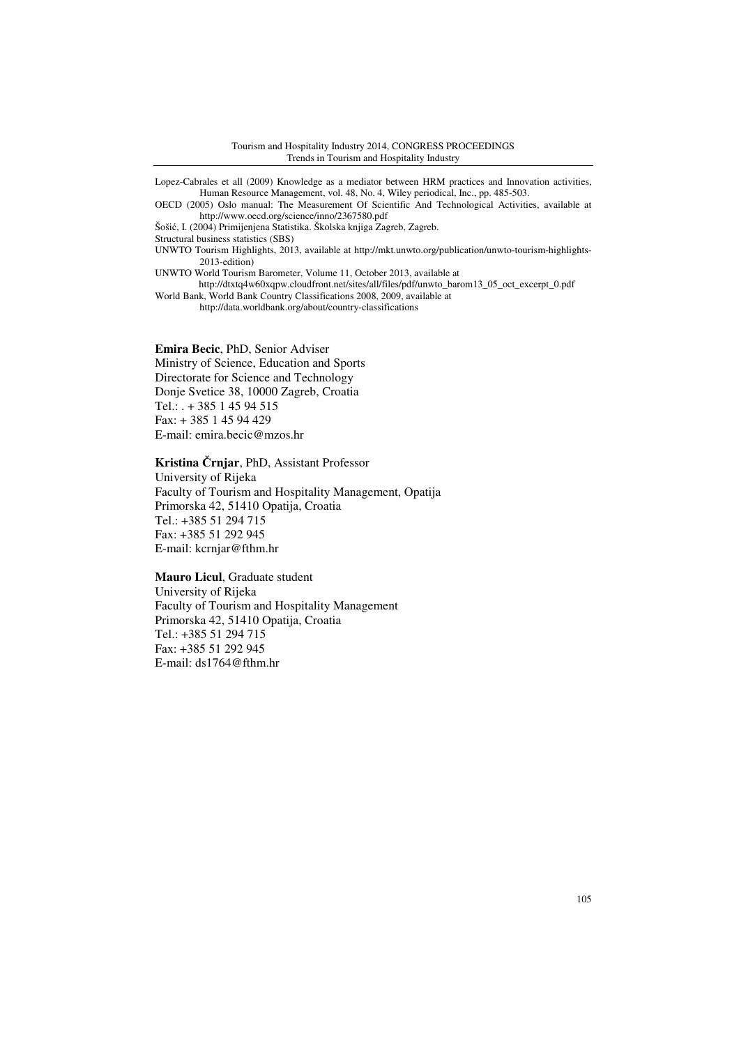Lopez-Cabrales et all (2009) Knowledge as a mediator between HRM practices and Innovation activities, Human Resource Management, vol. 48, No. 4, Wiley periodical, Inc., pp. 485-503.

OECD (2005) Oslo manual: The Measurement Of Scientific And Technological Activities, available at http://www.oecd.org/science/inno/2367580.pdf

Šošić, I. (2004) Primijenjena Statistika. Školska knjiga Zagreb, Zagreb.

Structural business statistics (SBS)

UNWTO Tourism Highlights, 2013, available at http://mkt.unwto.org/publication/unwto-tourism-highlights-2013-edition)

UNWTO World Tourism Barometer, Volume 11, October 2013, available at http://dtxtq4w60xqpw.cloudfront.net/sites/all/files/pdf/unwto_barom13_05_oct_excerpt_0.pdf

World Bank, World Bank Country Classifications 2008, 2009, available at http://data.worldbank.org/about/country-classifications

**Emira Becic**, PhD, Senior Adviser
Ministry of Science, Education and Sports
Directorate for Science and Technology
Donje Svetice 38, 10000 Zagreb, Croatia
Tel.: . + 385 1 45 94 515
Fax: + 385 1 45 94 429
E-mail: emira.becic@mzos.hr

**Kristina Črnjar**, PhD, Assistant Professor
University of Rijeka
Faculty of Tourism and Hospitality Management, Opatija
Primorska 42, 51410 Opatija, Croatia
Tel.: +385 51 294 715
Fax: +385 51 292 945
E-mail: kcrnjar@fthm.hr

**Mauro Licul**, Graduate student
University of Rijeka
Faculty of Tourism and Hospitality Management
Primorska 42, 51410 Opatija, Croatia
Tel.: +385 51 294 715
Fax: +385 51 292 945
E-mail: ds1764@fthm.hr